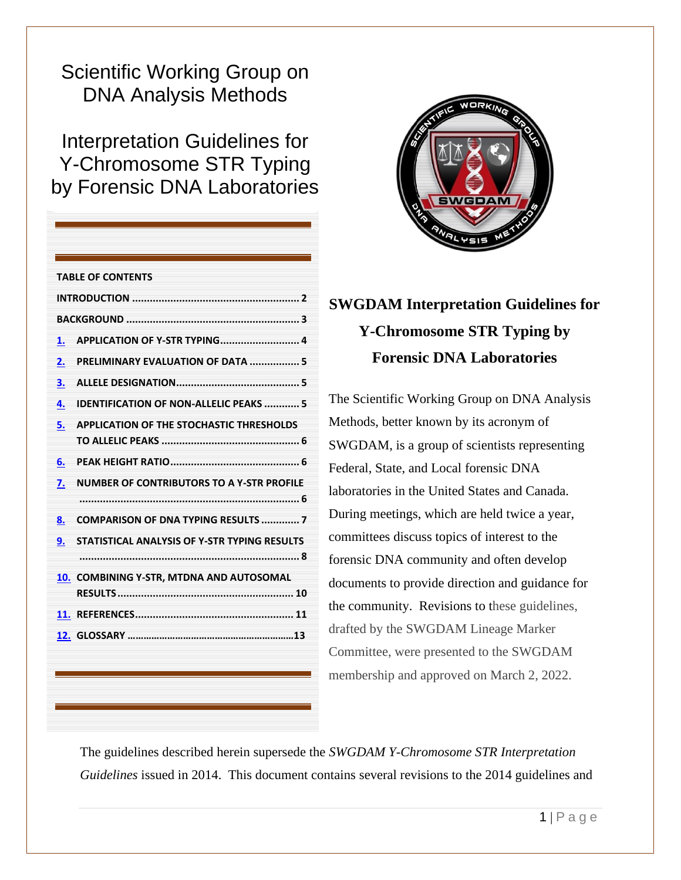# Scientific Working Group on DNA Analysis Methods

# Interpretation Guidelines for Y-Chromosome STR Typing by Forensic DNA Laboratories

**TABLE OF CONTENTS**

INTRODUCTION ........................................................ 2

BACKGROUND ......................................................... 3

1. APPLICATION OF Y-STR TYPING .......................... 4
2. PRELIMINARY EVALUATION OF DATA ................. 5
3. ALLELE DESIGNATION .......................................... 5
4. IDENTIFICATION OF NON-ALLELIC PEAKS ............ 5
5. APPLICATION OF THE STOCHASTIC THRESHOLDS TO ALLELIC PEAKS ............................................... 6
6. PEAK HEIGHT RATIO ............................................ 6
7. NUMBER OF CONTRIBUTORS TO A Y-STR PROFILE ......................................................................... 6
8. COMPARISON OF DNA TYPING RESULTS ............. 7
9. STATISTICAL ANALYSIS OF Y-STR TYPING RESULTS ......................................................................... 8
10. COMBINING Y-STR, MTDNA AND AUTOSOMAL RESULTS ........................................................... 10
11. REFERENCES ..................................................... 11
12. GLOSSARY ........................................................ 13

## SWGDAM Interpretation Guidelines for Y-Chromosome STR Typing by Forensic DNA Laboratories

The Scientific Working Group on DNA Analysis Methods, better known by its acronym of SWGDAM, is a group of scientists representing Federal, State, and Local forensic DNA laboratories in the United States and Canada. During meetings, which are held twice a year, committees discuss topics of interest to the forensic DNA community and often develop documents to provide direction and guidance for the community. Revisions to these guidelines, drafted by the SWGDAM Lineage Marker Committee, were presented to the SWGDAM membership and approved on March 2, 2022.

The guidelines described herein supersede the *SWGDAM Y-Chromosome STR Interpretation Guidelines* issued in 2014. This document contains several revisions to the 2014 guidelines and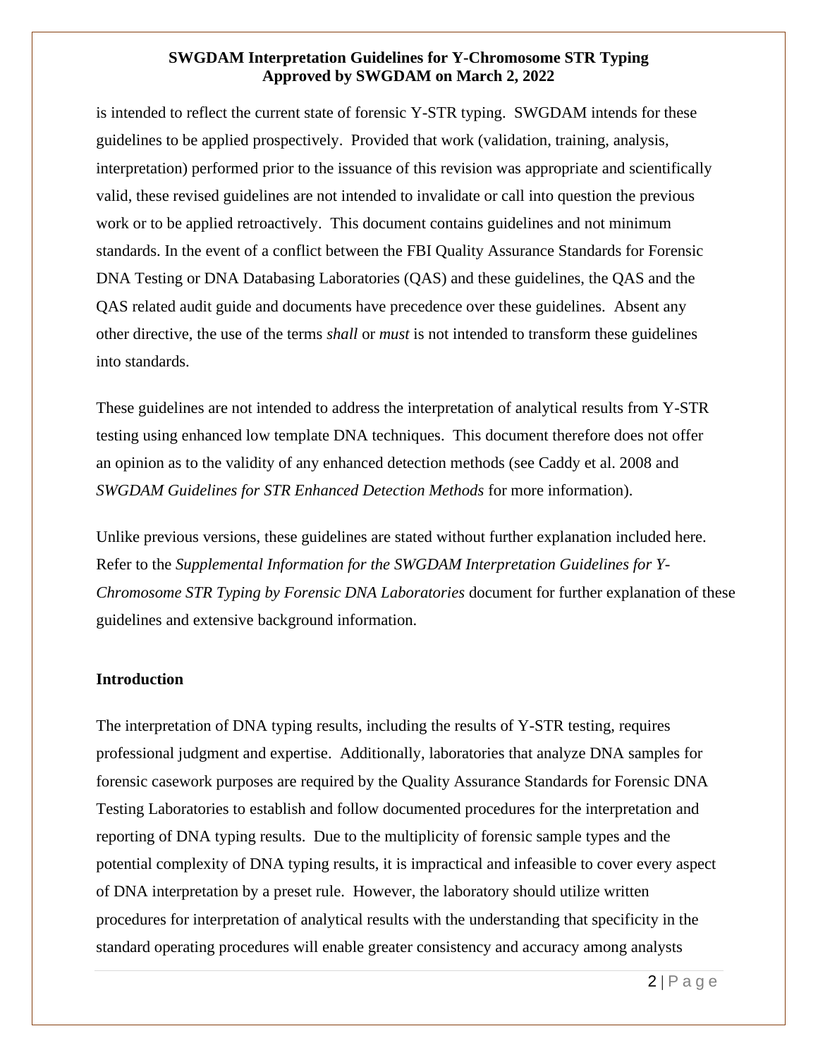is intended to reflect the current state of forensic Y-STR typing. SWGDAM intends for these guidelines to be applied prospectively. Provided that work (validation, training, analysis, interpretation) performed prior to the issuance of this revision was appropriate and scientifically valid, these revised guidelines are not intended to invalidate or call into question the previous work or to be applied retroactively. This document contains guidelines and not minimum standards. In the event of a conflict between the FBI Quality Assurance Standards for Forensic DNA Testing or DNA Databasing Laboratories (QAS) and these guidelines, the QAS and the QAS related audit guide and documents have precedence over these guidelines. Absent any other directive, the use of the terms *shall* or *must* is not intended to transform these guidelines into standards.

These guidelines are not intended to address the interpretation of analytical results from Y-STR testing using enhanced low template DNA techniques. This document therefore does not offer an opinion as to the validity of any enhanced detection methods (see Caddy et al. 2008 and *SWGDAM Guidelines for STR Enhanced Detection Methods* for more information).

Unlike previous versions, these guidelines are stated without further explanation included here. Refer to the *Supplemental Information for the SWGDAM Interpretation Guidelines for Y-Chromosome STR Typing by Forensic DNA Laboratories* document for further explanation of these guidelines and extensive background information.

## Introduction

The interpretation of DNA typing results, including the results of Y-STR testing, requires professional judgment and expertise. Additionally, laboratories that analyze DNA samples for forensic casework purposes are required by the Quality Assurance Standards for Forensic DNA Testing Laboratories to establish and follow documented procedures for the interpretation and reporting of DNA typing results. Due to the multiplicity of forensic sample types and the potential complexity of DNA typing results, it is impractical and infeasible to cover every aspect of DNA interpretation by a preset rule. However, the laboratory should utilize written procedures for interpretation of analytical results with the understanding that specificity in the standard operating procedures will enable greater consistency and accuracy among analysts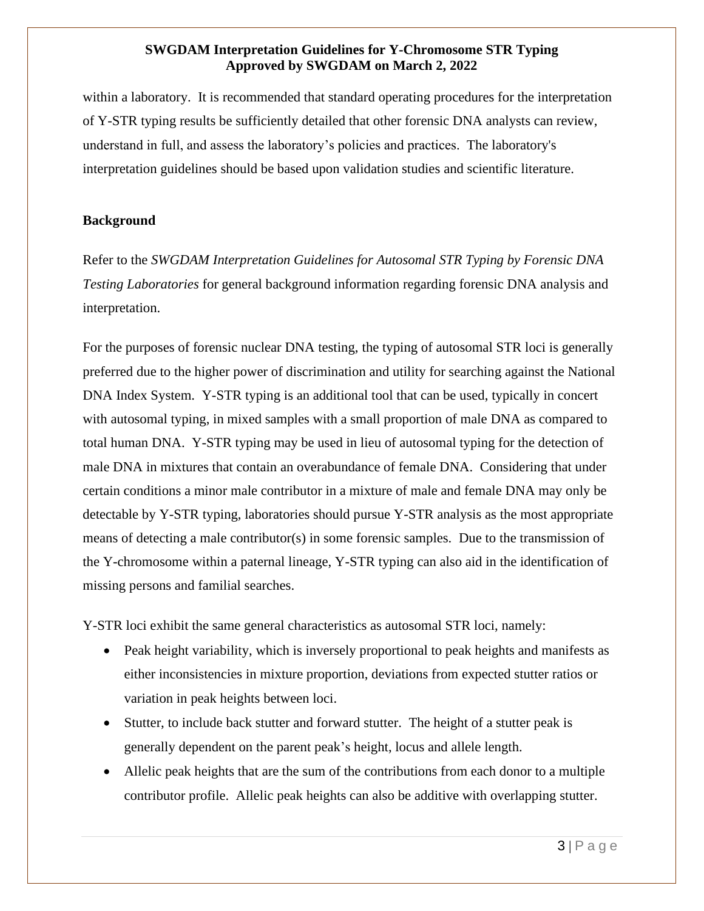within a laboratory. It is recommended that standard operating procedures for the interpretation of Y-STR typing results be sufficiently detailed that other forensic DNA analysts can review, understand in full, and assess the laboratory's policies and practices. The laboratory's interpretation guidelines should be based upon validation studies and scientific literature.

## Background

Refer to the *SWGDAM Interpretation Guidelines for Autosomal STR Typing by Forensic DNA Testing Laboratories* for general background information regarding forensic DNA analysis and interpretation.

For the purposes of forensic nuclear DNA testing, the typing of autosomal STR loci is generally preferred due to the higher power of discrimination and utility for searching against the National DNA Index System. Y-STR typing is an additional tool that can be used, typically in concert with autosomal typing, in mixed samples with a small proportion of male DNA as compared to total human DNA. Y-STR typing may be used in lieu of autosomal typing for the detection of male DNA in mixtures that contain an overabundance of female DNA. Considering that under certain conditions a minor male contributor in a mixture of male and female DNA may only be detectable by Y-STR typing, laboratories should pursue Y-STR analysis as the most appropriate means of detecting a male contributor(s) in some forensic samples. Due to the transmission of the Y-chromosome within a paternal lineage, Y-STR typing can also aid in the identification of missing persons and familial searches.

Y-STR loci exhibit the same general characteristics as autosomal STR loci, namely:

- Peak height variability, which is inversely proportional to peak heights and manifests as either inconsistencies in mixture proportion, deviations from expected stutter ratios or variation in peak heights between loci.
- Stutter, to include back stutter and forward stutter. The height of a stutter peak is generally dependent on the parent peak's height, locus and allele length.
- Allelic peak heights that are the sum of the contributions from each donor to a multiple contributor profile. Allelic peak heights can also be additive with overlapping stutter.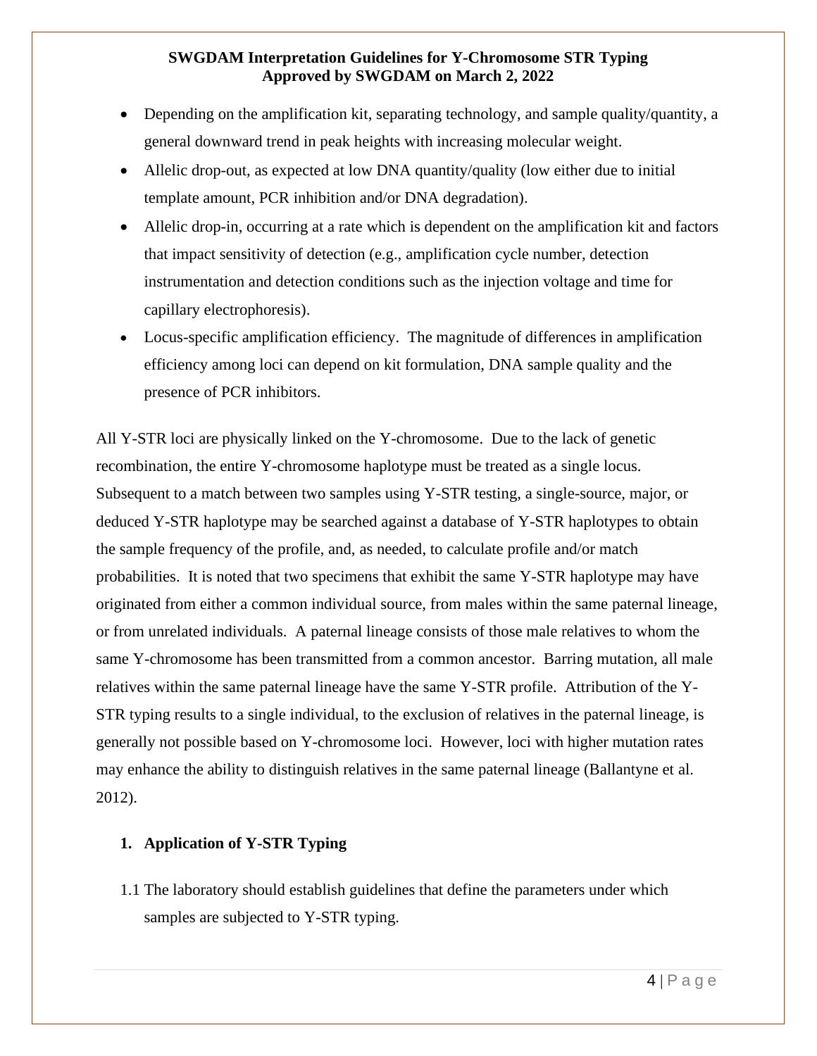- Depending on the amplification kit, separating technology, and sample quality/quantity, a general downward trend in peak heights with increasing molecular weight.
- Allelic drop-out, as expected at low DNA quantity/quality (low either due to initial template amount, PCR inhibition and/or DNA degradation).
- Allelic drop-in, occurring at a rate which is dependent on the amplification kit and factors that impact sensitivity of detection (e.g., amplification cycle number, detection instrumentation and detection conditions such as the injection voltage and time for capillary electrophoresis).
- Locus-specific amplification efficiency. The magnitude of differences in amplification efficiency among loci can depend on kit formulation, DNA sample quality and the presence of PCR inhibitors.

All Y-STR loci are physically linked on the Y-chromosome. Due to the lack of genetic recombination, the entire Y-chromosome haplotype must be treated as a single locus. Subsequent to a match between two samples using Y-STR testing, a single-source, major, or deduced Y-STR haplotype may be searched against a database of Y-STR haplotypes to obtain the sample frequency of the profile, and, as needed, to calculate profile and/or match probabilities. It is noted that two specimens that exhibit the same Y-STR haplotype may have originated from either a common individual source, from males within the same paternal lineage, or from unrelated individuals. A paternal lineage consists of those male relatives to whom the same Y-chromosome has been transmitted from a common ancestor. Barring mutation, all male relatives within the same paternal lineage have the same Y-STR profile. Attribution of the Y-STR typing results to a single individual, to the exclusion of relatives in the paternal lineage, is generally not possible based on Y-chromosome loci. However, loci with higher mutation rates may enhance the ability to distinguish relatives in the same paternal lineage (Ballantyne et al. 2012).

## 1. Application of Y-STR Typing

1.1 The laboratory should establish guidelines that define the parameters under which samples are subjected to Y-STR typing.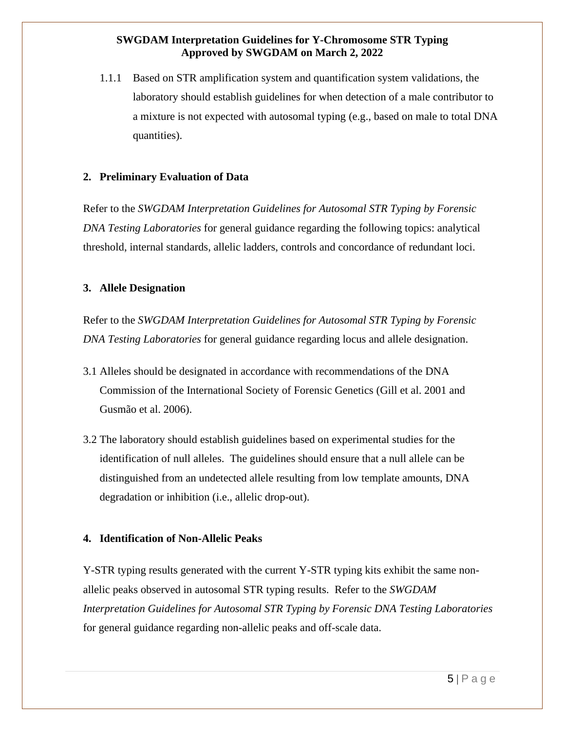1.1.1 Based on STR amplification system and quantification system validations, the laboratory should establish guidelines for when detection of a male contributor to a mixture is not expected with autosomal typing (e.g., based on male to total DNA quantities).

## 2. Preliminary Evaluation of Data

Refer to the *SWGDAM Interpretation Guidelines for Autosomal STR Typing by Forensic DNA Testing Laboratories* for general guidance regarding the following topics: analytical threshold, internal standards, allelic ladders, controls and concordance of redundant loci.

## 3. Allele Designation

Refer to the *SWGDAM Interpretation Guidelines for Autosomal STR Typing by Forensic DNA Testing Laboratories* for general guidance regarding locus and allele designation.

3.1 Alleles should be designated in accordance with recommendations of the DNA Commission of the International Society of Forensic Genetics (Gill et al. 2001 and Gusmão et al. 2006).

3.2 The laboratory should establish guidelines based on experimental studies for the identification of null alleles. The guidelines should ensure that a null allele can be distinguished from an undetected allele resulting from low template amounts, DNA degradation or inhibition (i.e., allelic drop-out).

## 4. Identification of Non-Allelic Peaks

Y-STR typing results generated with the current Y-STR typing kits exhibit the same non-allelic peaks observed in autosomal STR typing results. Refer to the *SWGDAM Interpretation Guidelines for Autosomal STR Typing by Forensic DNA Testing Laboratories* for general guidance regarding non-allelic peaks and off-scale data.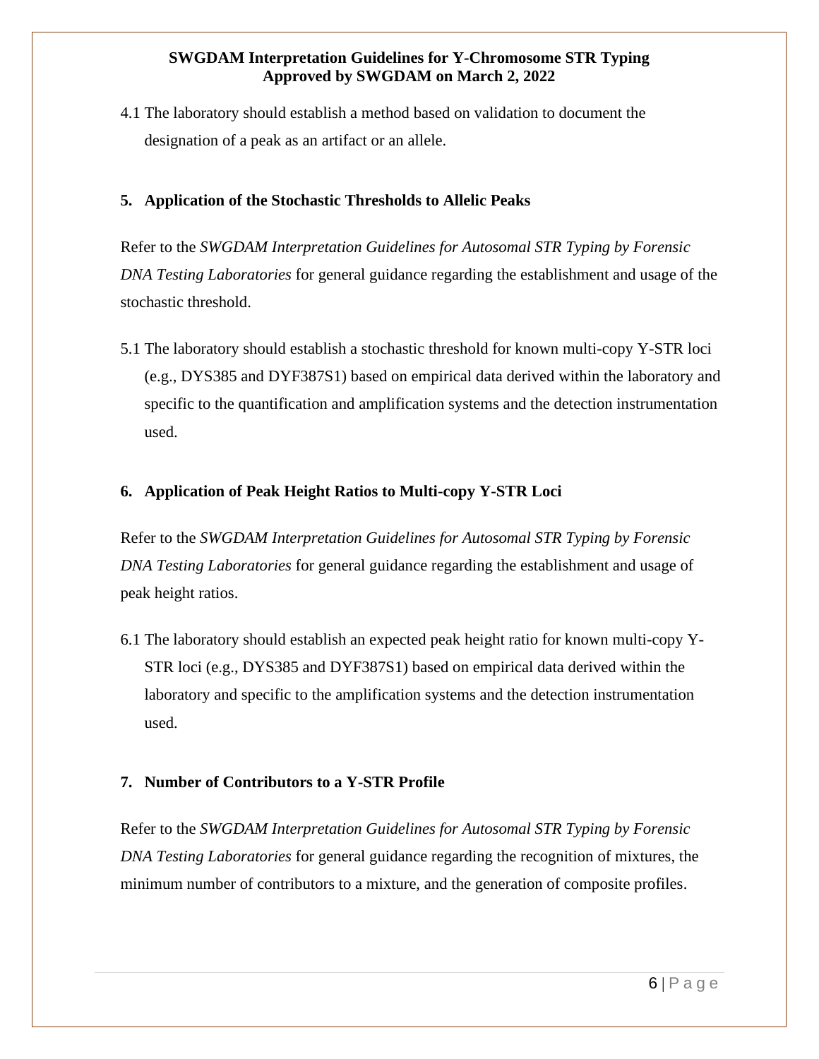4.1 The laboratory should establish a method based on validation to document the designation of a peak as an artifact or an allele.

## 5. Application of the Stochastic Thresholds to Allelic Peaks

Refer to the *SWGDAM Interpretation Guidelines for Autosomal STR Typing by Forensic DNA Testing Laboratories* for general guidance regarding the establishment and usage of the stochastic threshold.

5.1 The laboratory should establish a stochastic threshold for known multi-copy Y-STR loci (e.g., DYS385 and DYF387S1) based on empirical data derived within the laboratory and specific to the quantification and amplification systems and the detection instrumentation used.

## 6. Application of Peak Height Ratios to Multi-copy Y-STR Loci

Refer to the *SWGDAM Interpretation Guidelines for Autosomal STR Typing by Forensic DNA Testing Laboratories* for general guidance regarding the establishment and usage of peak height ratios.

6.1 The laboratory should establish an expected peak height ratio for known multi-copy Y-STR loci (e.g., DYS385 and DYF387S1) based on empirical data derived within the laboratory and specific to the amplification systems and the detection instrumentation used.

## 7. Number of Contributors to a Y-STR Profile

Refer to the *SWGDAM Interpretation Guidelines for Autosomal STR Typing by Forensic DNA Testing Laboratories* for general guidance regarding the recognition of mixtures, the minimum number of contributors to a mixture, and the generation of composite profiles.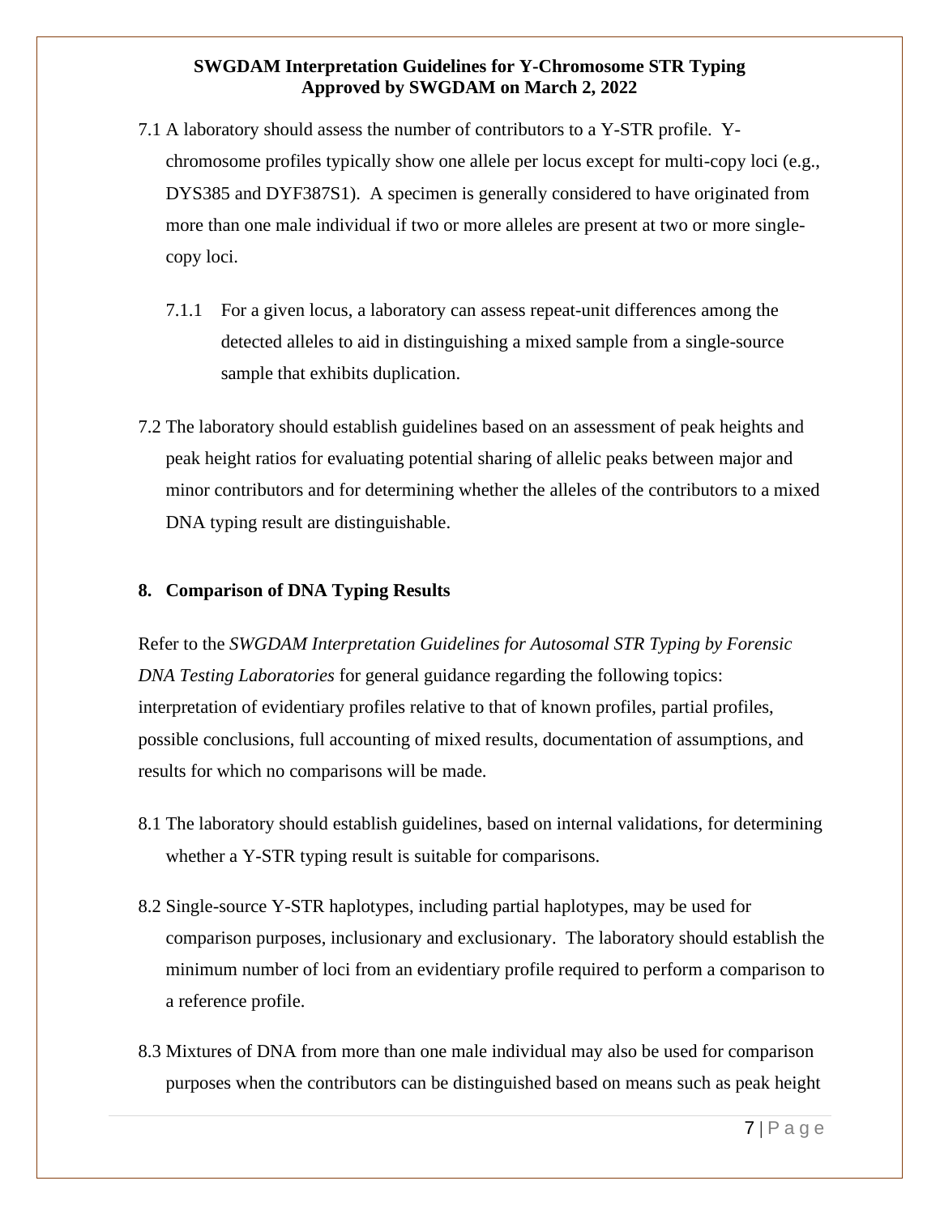7.1 A laboratory should assess the number of contributors to a Y-STR profile. Y-chromosome profiles typically show one allele per locus except for multi-copy loci (e.g., DYS385 and DYF387S1). A specimen is generally considered to have originated from more than one male individual if two or more alleles are present at two or more single-copy loci.

7.1.1 For a given locus, a laboratory can assess repeat-unit differences among the detected alleles to aid in distinguishing a mixed sample from a single-source sample that exhibits duplication.

7.2 The laboratory should establish guidelines based on an assessment of peak heights and peak height ratios for evaluating potential sharing of allelic peaks between major and minor contributors and for determining whether the alleles of the contributors to a mixed DNA typing result are distinguishable.

## 8. Comparison of DNA Typing Results

Refer to the *SWGDAM Interpretation Guidelines for Autosomal STR Typing by Forensic DNA Testing Laboratories* for general guidance regarding the following topics: interpretation of evidentiary profiles relative to that of known profiles, partial profiles, possible conclusions, full accounting of mixed results, documentation of assumptions, and results for which no comparisons will be made.

8.1 The laboratory should establish guidelines, based on internal validations, for determining whether a Y-STR typing result is suitable for comparisons.

8.2 Single-source Y-STR haplotypes, including partial haplotypes, may be used for comparison purposes, inclusionary and exclusionary. The laboratory should establish the minimum number of loci from an evidentiary profile required to perform a comparison to a reference profile.

8.3 Mixtures of DNA from more than one male individual may also be used for comparison purposes when the contributors can be distinguished based on means such as peak height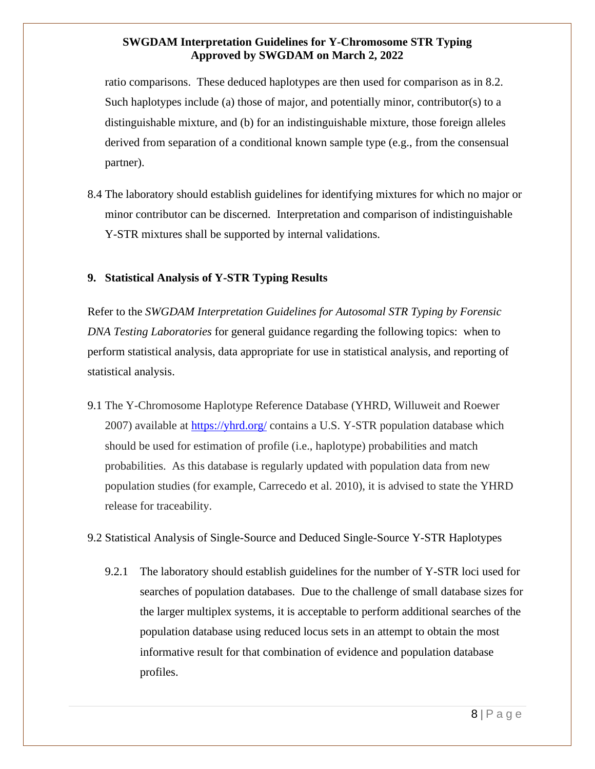ratio comparisons. These deduced haplotypes are then used for comparison as in 8.2. Such haplotypes include (a) those of major, and potentially minor, contributor(s) to a distinguishable mixture, and (b) for an indistinguishable mixture, those foreign alleles derived from separation of a conditional known sample type (e.g., from the consensual partner).

8.4 The laboratory should establish guidelines for identifying mixtures for which no major or minor contributor can be discerned. Interpretation and comparison of indistinguishable Y-STR mixtures shall be supported by internal validations.

## 9. Statistical Analysis of Y-STR Typing Results

Refer to the *SWGDAM Interpretation Guidelines for Autosomal STR Typing by Forensic DNA Testing Laboratories* for general guidance regarding the following topics: when to perform statistical analysis, data appropriate for use in statistical analysis, and reporting of statistical analysis.

9.1 The Y-Chromosome Haplotype Reference Database (YHRD, Willuweit and Roewer 2007) available at [https://yhrd.org/](https://yhrd.org/) contains a U.S. Y-STR population database which should be used for estimation of profile (i.e., haplotype) probabilities and match probabilities. As this database is regularly updated with population data from new population studies (for example, Carrecedo et al. 2010), it is advised to state the YHRD release for traceability.

9.2 Statistical Analysis of Single-Source and Deduced Single-Source Y-STR Haplotypes

9.2.1 The laboratory should establish guidelines for the number of Y-STR loci used for searches of population databases. Due to the challenge of small database sizes for the larger multiplex systems, it is acceptable to perform additional searches of the population database using reduced locus sets in an attempt to obtain the most informative result for that combination of evidence and population database profiles.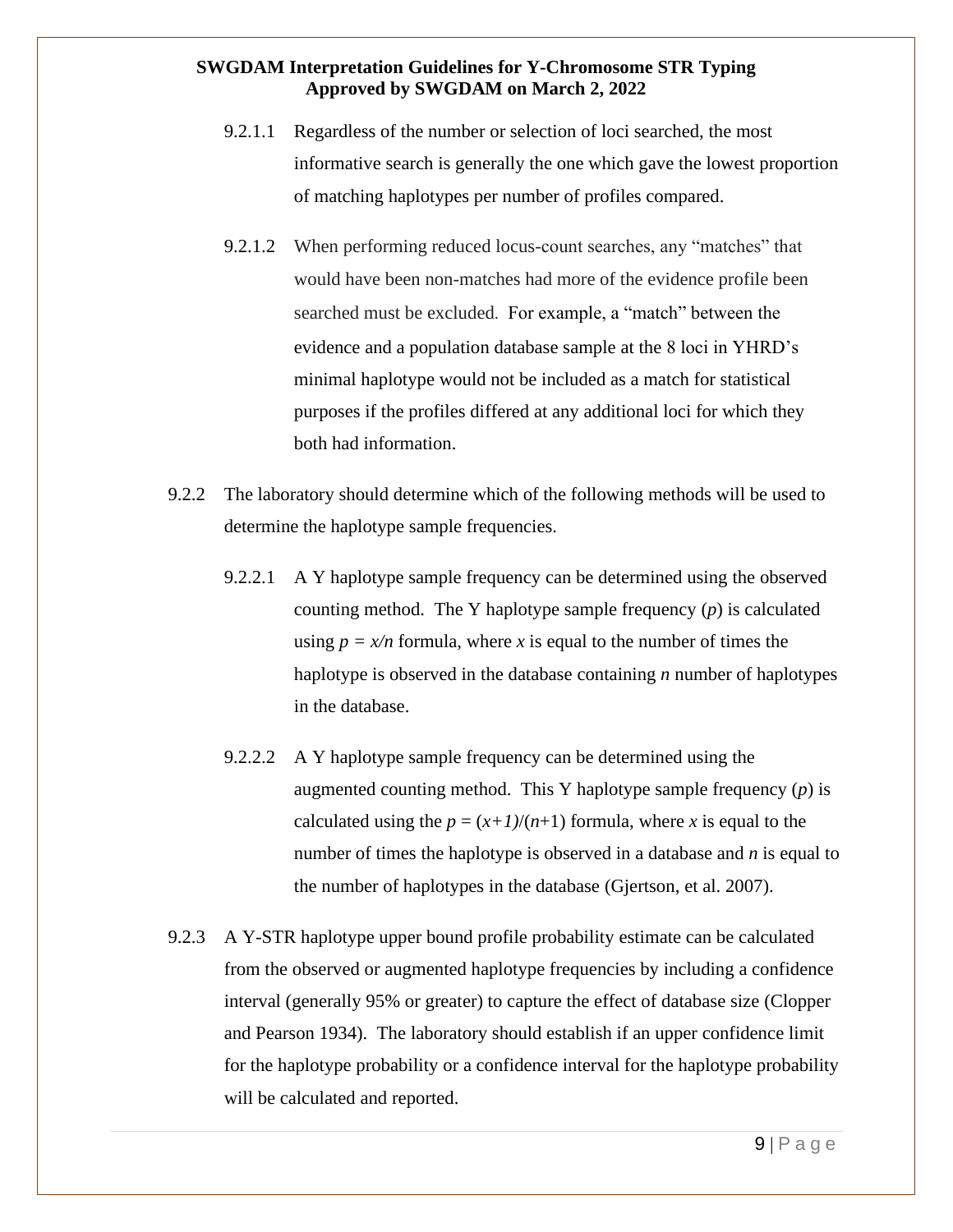9.2.1.1 Regardless of the number or selection of loci searched, the most informative search is generally the one which gave the lowest proportion of matching haplotypes per number of profiles compared.

9.2.1.2 When performing reduced locus-count searches, any "matches" that would have been non-matches had more of the evidence profile been searched must be excluded. For example, a "match" between the evidence and a population database sample at the 8 loci in YHRD's minimal haplotype would not be included as a match for statistical purposes if the profiles differed at any additional loci for which they both had information.

9.2.2 The laboratory should determine which of the following methods will be used to determine the haplotype sample frequencies.

9.2.2.1 A Y haplotype sample frequency can be determined using the observed counting method. The Y haplotype sample frequency ($p$) is calculated using $p = x/n$ formula, where $x$ is equal to the number of times the haplotype is observed in the database containing $n$ number of haplotypes in the database.

9.2.2.2 A Y haplotype sample frequency can be determined using the augmented counting method. This Y haplotype sample frequency ($p$) is calculated using the $p = (x+1)/(n+1)$ formula, where $x$ is equal to the number of times the haplotype is observed in a database and $n$ is equal to the number of haplotypes in the database (Gjertson, et al. 2007).

9.2.3 A Y-STR haplotype upper bound profile probability estimate can be calculated from the observed or augmented haplotype frequencies by including a confidence interval (generally 95% or greater) to capture the effect of database size (Clopper and Pearson 1934). The laboratory should establish if an upper confidence limit for the haplotype probability or a confidence interval for the haplotype probability will be calculated and reported.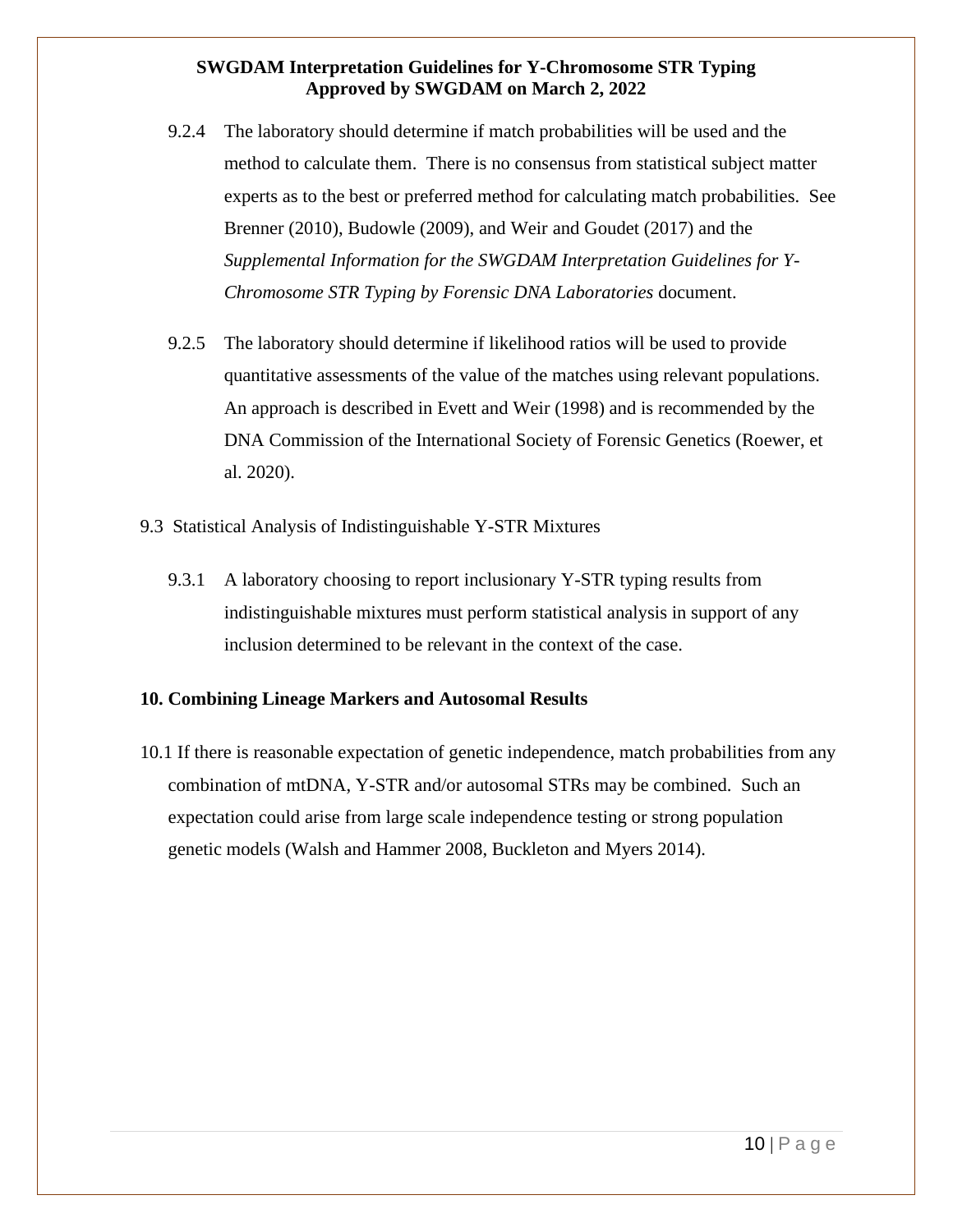9.2.4 The laboratory should determine if match probabilities will be used and the method to calculate them. There is no consensus from statistical subject matter experts as to the best or preferred method for calculating match probabilities. See Brenner (2010), Budowle (2009), and Weir and Goudet (2017) and the *Supplemental Information for the SWGDAM Interpretation Guidelines for Y-Chromosome STR Typing by Forensic DNA Laboratories* document.

9.2.5 The laboratory should determine if likelihood ratios will be used to provide quantitative assessments of the value of the matches using relevant populations. An approach is described in Evett and Weir (1998) and is recommended by the DNA Commission of the International Society of Forensic Genetics (Roewer, et al. 2020).

9.3 Statistical Analysis of Indistinguishable Y-STR Mixtures

9.3.1 A laboratory choosing to report inclusionary Y-STR typing results from indistinguishable mixtures must perform statistical analysis in support of any inclusion determined to be relevant in the context of the case.

## 10. Combining Lineage Markers and Autosomal Results

10.1 If there is reasonable expectation of genetic independence, match probabilities from any combination of mtDNA, Y-STR and/or autosomal STRs may be combined. Such an expectation could arise from large scale independence testing or strong population genetic models (Walsh and Hammer 2008, Buckleton and Myers 2014).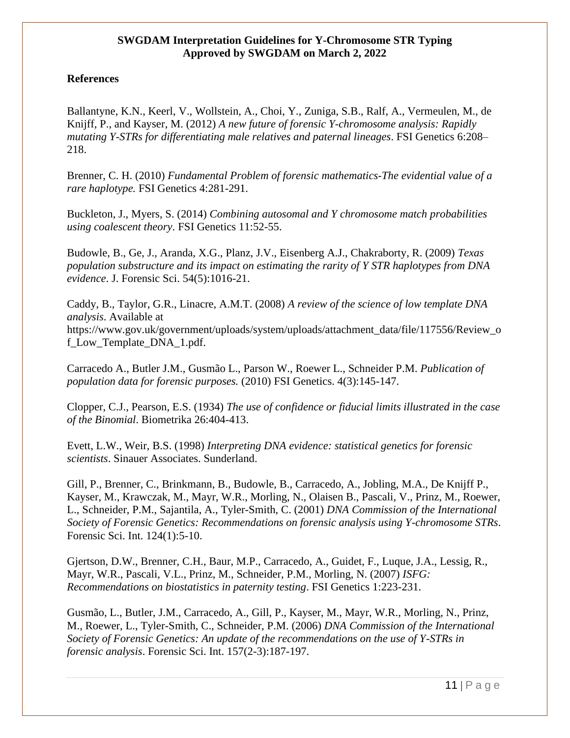**References**

Ballantyne, K.N., Keerl, V., Wollstein, A., Choi, Y., Zuniga, S.B., Ralf, A., Vermeulen, M., de Knijff, P., and Kayser, M. (2012) *A new future of forensic Y-chromosome analysis: Rapidly mutating Y-STRs for differentiating male relatives and paternal lineages*. FSI Genetics 6:208–218.

Brenner, C. H. (2010) *Fundamental Problem of forensic mathematics-The evidential value of a rare haplotype.* FSI Genetics 4:281-291.

Buckleton, J., Myers, S. (2014) *Combining autosomal and Y chromosome match probabilities using coalescent theory*. FSI Genetics 11:52-55.

Budowle, B., Ge, J., Aranda, X.G., Planz, J.V., Eisenberg A.J., Chakraborty, R. (2009) *Texas population substructure and its impact on estimating the rarity of Y STR haplotypes from DNA evidence*. J. Forensic Sci. 54(5):1016-21.

Caddy, B., Taylor, G.R., Linacre, A.M.T. (2008) *A review of the science of low template DNA analysis*. Available at https://www.gov.uk/government/uploads/system/uploads/attachment_data/file/117556/Review_of_Low_Template_DNA_1.pdf.

Carracedo A., Butler J.M., Gusmão L., Parson W., Roewer L., Schneider P.M. *Publication of population data for forensic purposes.* (2010) FSI Genetics. 4(3):145-147.

Clopper, C.J., Pearson, E.S. (1934) *The use of confidence or fiducial limits illustrated in the case of the Binomial*. Biometrika 26:404-413.

Evett, L.W., Weir, B.S. (1998) *Interpreting DNA evidence: statistical genetics for forensic scientists*. Sinauer Associates. Sunderland.

Gill, P., Brenner, C., Brinkmann, B., Budowle, B., Carracedo, A., Jobling, M.A., De Knijff P., Kayser, M., Krawczak, M., Mayr, W.R., Morling, N., Olaisen B., Pascali, V., Prinz, M., Roewer, L., Schneider, P.M., Sajantila, A., Tyler-Smith, C. (2001) *DNA Commission of the International Society of Forensic Genetics: Recommendations on forensic analysis using Y-chromosome STRs*. Forensic Sci. Int. 124(1):5-10.

Gjertson, D.W., Brenner, C.H., Baur, M.P., Carracedo, A., Guidet, F., Luque, J.A., Lessig, R., Mayr, W.R., Pascali, V.L., Prinz, M., Schneider, P.M., Morling, N. (2007) *ISFG: Recommendations on biostatistics in paternity testing*. FSI Genetics 1:223-231.

Gusmão, L., Butler, J.M., Carracedo, A., Gill, P., Kayser, M., Mayr, W.R., Morling, N., Prinz, M., Roewer, L., Tyler-Smith, C., Schneider, P.M. (2006) *DNA Commission of the International Society of Forensic Genetics: An update of the recommendations on the use of Y-STRs in forensic analysis*. Forensic Sci. Int. 157(2-3):187-197.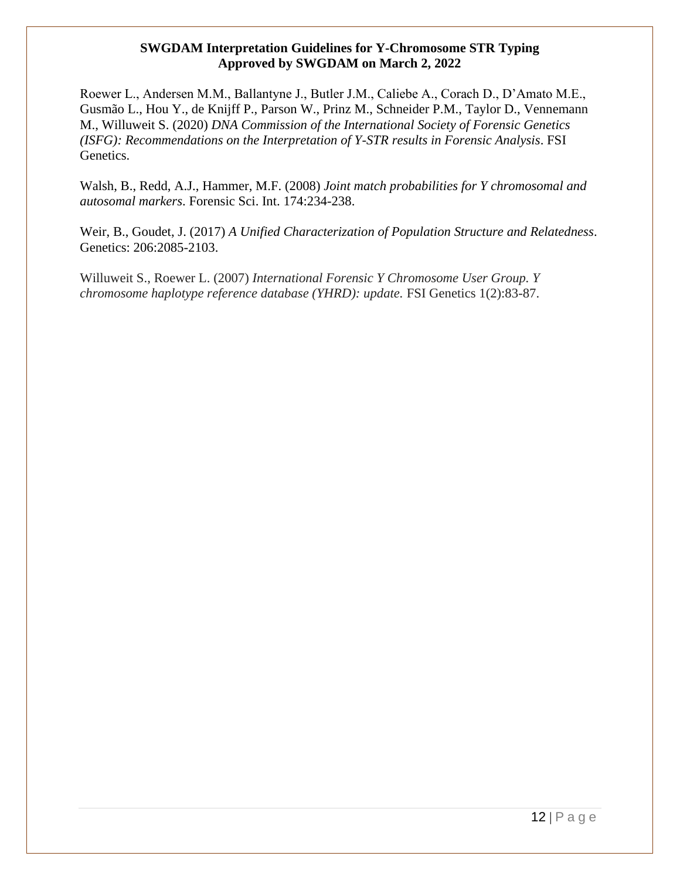Roewer L., Andersen M.M., Ballantyne J., Butler J.M., Caliebe A., Corach D., D'Amato M.E., Gusmão L., Hou Y., de Knijff P., Parson W., Prinz M., Schneider P.M., Taylor D., Vennemann M., Willuweit S. (2020) *DNA Commission of the International Society of Forensic Genetics (ISFG): Recommendations on the Interpretation of Y-STR results in Forensic Analysis*. FSI Genetics.

Walsh, B., Redd, A.J., Hammer, M.F. (2008) *Joint match probabilities for Y chromosomal and autosomal markers*. Forensic Sci. Int. 174:234-238.

Weir, B., Goudet, J. (2017) *A Unified Characterization of Population Structure and Relatedness*. Genetics: 206:2085-2103.

Willuweit S., Roewer L. (2007) *International Forensic Y Chromosome User Group. Y chromosome haplotype reference database (YHRD): update.* FSI Genetics 1(2):83-87.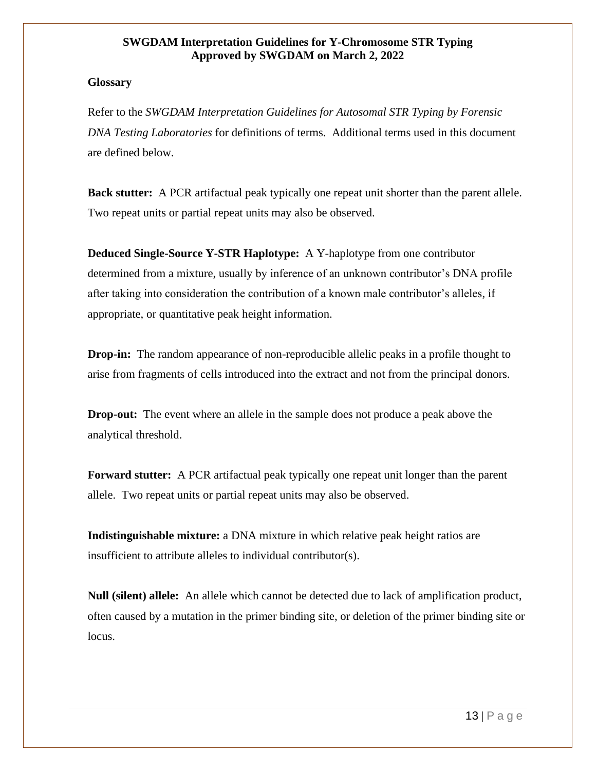## Glossary

Refer to the *SWGDAM Interpretation Guidelines for Autosomal STR Typing by Forensic DNA Testing Laboratories* for definitions of terms. Additional terms used in this document are defined below.

**Back stutter:** A PCR artifactual peak typically one repeat unit shorter than the parent allele. Two repeat units or partial repeat units may also be observed.

**Deduced Single-Source Y-STR Haplotype:** A Y-haplotype from one contributor determined from a mixture, usually by inference of an unknown contributor's DNA profile after taking into consideration the contribution of a known male contributor's alleles, if appropriate, or quantitative peak height information.

**Drop-in:** The random appearance of non-reproducible allelic peaks in a profile thought to arise from fragments of cells introduced into the extract and not from the principal donors.

**Drop-out:** The event where an allele in the sample does not produce a peak above the analytical threshold.

**Forward stutter:** A PCR artifactual peak typically one repeat unit longer than the parent allele. Two repeat units or partial repeat units may also be observed.

**Indistinguishable mixture:** a DNA mixture in which relative peak height ratios are insufficient to attribute alleles to individual contributor(s).

**Null (silent) allele:** An allele which cannot be detected due to lack of amplification product, often caused by a mutation in the primer binding site, or deletion of the primer binding site or locus.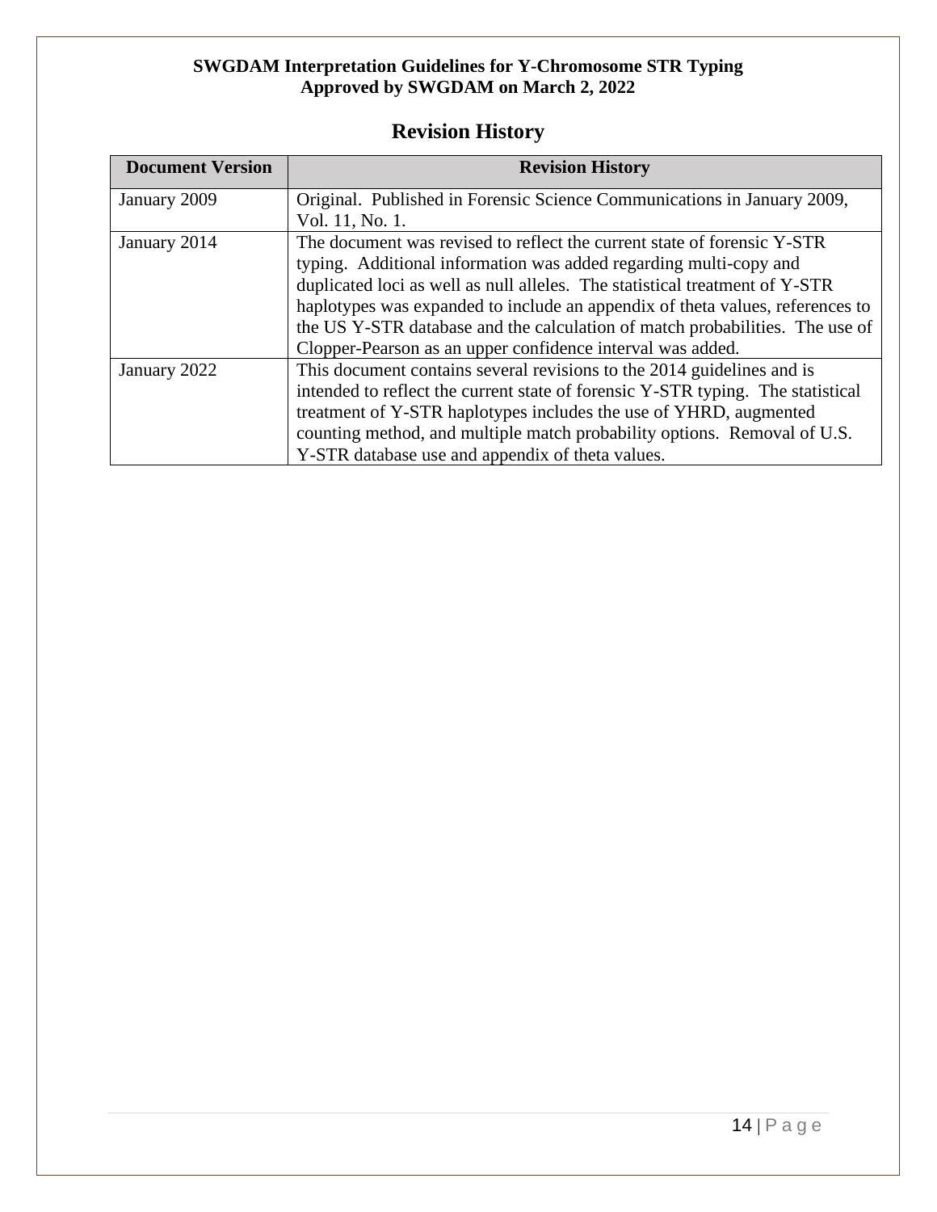## Revision History

| Document Version | Revision History |
|---|---|
| January 2009 | Original. Published in Forensic Science Communications in January 2009, Vol. 11, No. 1. |
| January 2014 | The document was revised to reflect the current state of forensic Y-STR typing. Additional information was added regarding multi-copy and duplicated loci as well as null alleles. The statistical treatment of Y-STR haplotypes was expanded to include an appendix of theta values, references to the US Y-STR database and the calculation of match probabilities. The use of Clopper-Pearson as an upper confidence interval was added. |
| January 2022 | This document contains several revisions to the 2014 guidelines and is intended to reflect the current state of forensic Y-STR typing. The statistical treatment of Y-STR haplotypes includes the use of YHRD, augmented counting method, and multiple match probability options. Removal of U.S. Y-STR database use and appendix of theta values. |